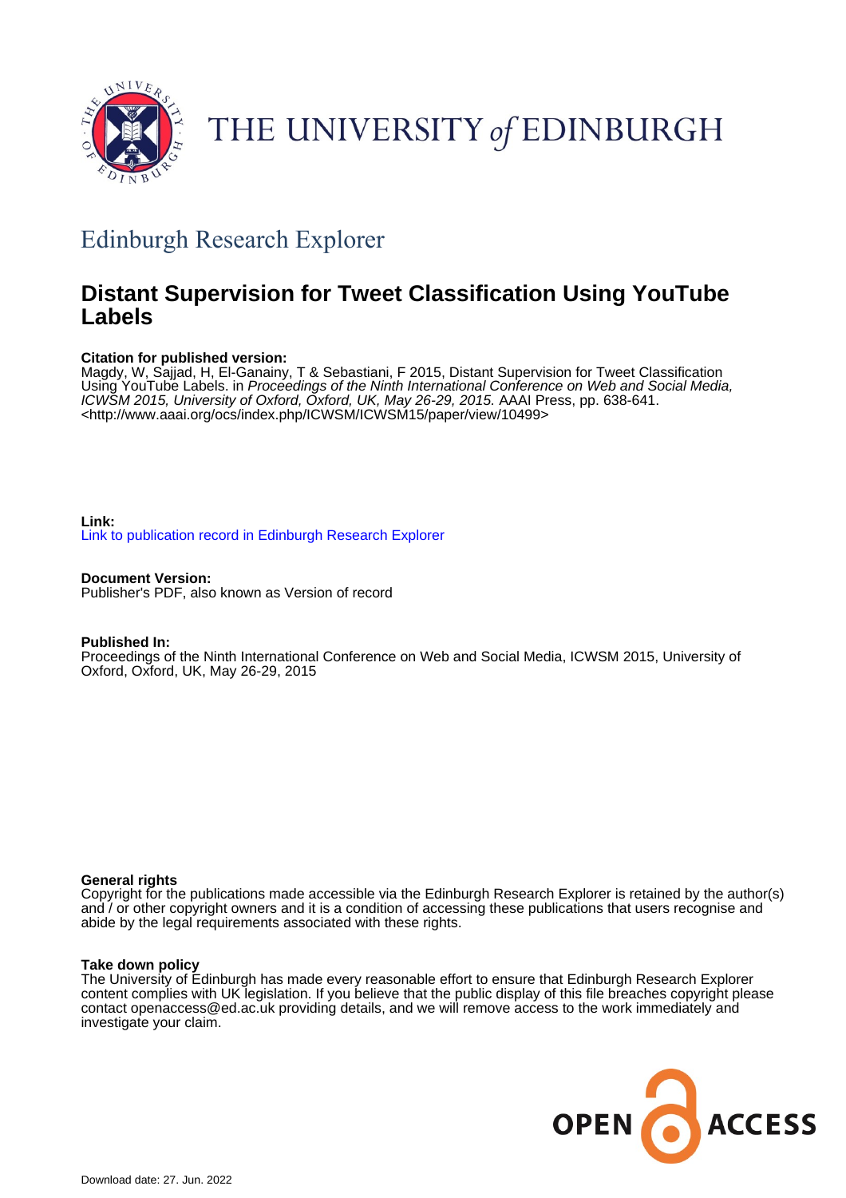THE UNIVERSITY of EDINBURGH

Edinburgh Research Explorer

# Distant Supervision for Tweet Classification Using YouTube Labels

**Citation for published version:**
Magdy, W, Sajjad, H, El-Ganainy, T & Sebastiani, F 2015, Distant Supervision for Tweet Classification Using YouTube Labels. in *Proceedings of the Ninth International Conference on Web and Social Media, ICWSM 2015, University of Oxford, Oxford, UK, May 26-29, 2015.* AAAI Press, pp. 638-641. <http://www.aaai.org/ocs/index.php/ICWSM/ICWSM15/paper/view/10499>

**Link:**
Link to publication record in Edinburgh Research Explorer

**Document Version:**
Publisher's PDF, also known as Version of record

**Published In:**
Proceedings of the Ninth International Conference on Web and Social Media, ICWSM 2015, University of Oxford, Oxford, UK, May 26-29, 2015

**General rights**
Copyright for the publications made accessible via the Edinburgh Research Explorer is retained by the author(s) and / or other copyright owners and it is a condition of accessing these publications that users recognise and abide by the legal requirements associated with these rights.

**Take down policy**
The University of Edinburgh has made every reasonable effort to ensure that Edinburgh Research Explorer content complies with UK legislation. If you believe that the public display of this file breaches copyright please contact openaccess@ed.ac.uk providing details, and we will remove access to the work immediately and investigate your claim.

OPEN ACCESS

Download date: 27. Jun. 2022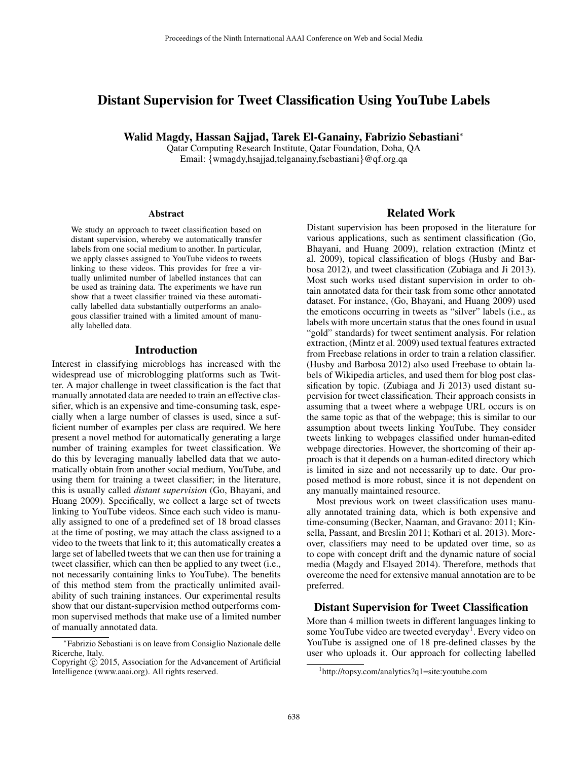# Distant Supervision for Tweet Classification Using YouTube Labels

**Walid Magdy, Hassan Sajjad, Tarek El-Ganainy, Fabrizio Sebastiani***

Qatar Computing Research Institute, Qatar Foundation, Doha, QA
Email: {wmagdy,hsajjad,telganainy,fsebastiani}@qf.org.qa

## Abstract

We study an approach to tweet classification based on distant supervision, whereby we automatically transfer labels from one social medium to another. In particular, we apply classes assigned to YouTube videos to tweets linking to these videos. This provides for free a virtually unlimited number of labelled instances that can be used as training data. The experiments we have run show that a tweet classifier trained via these automatically labelled data substantially outperforms an analogous classifier trained with a limited amount of manually labelled data.

## Introduction

Interest in classifying microblogs has increased with the widespread use of microblogging platforms such as Twitter. A major challenge in tweet classification is the fact that manually annotated data are needed to train an effective classifier, which is an expensive and time-consuming task, especially when a large number of classes is used, since a sufficient number of examples per class are required. We here present a novel method for automatically generating a large number of training examples for tweet classification. We do this by leveraging manually labelled data that we automatically obtain from another social medium, YouTube, and using them for training a tweet classifier; in the literature, this is usually called *distant supervision* (Go, Bhayani, and Huang 2009). Specifically, we collect a large set of tweets linking to YouTube videos. Since each such video is manually assigned to one of a predefined set of 18 broad classes at the time of posting, we may attach the class assigned to a video to the tweets that link to it; this automatically creates a large set of labelled tweets that we can then use for training a tweet classifier, which can then be applied to any tweet (i.e., not necessarily containing links to YouTube). The benefits of this method stem from the practically unlimited availability of such training instances. Our experimental results show that our distant-supervision method outperforms common supervised methods that make use of a limited number of manually annotated data.

## Related Work

Distant supervision has been proposed in the literature for various applications, such as sentiment classification (Go, Bhayani, and Huang 2009), relation extraction (Mintz et al. 2009), topical classification of blogs (Husby and Barbosa 2012), and tweet classification (Zubiaga and Ji 2013). Most such works used distant supervision in order to obtain annotated data for their task from some other annotated dataset. For instance, (Go, Bhayani, and Huang 2009) used the emoticons occurring in tweets as "silver" labels (i.e., as labels with more uncertain status that the ones found in usual "gold" standards) for tweet sentiment analysis. For relation extraction, (Mintz et al. 2009) used textual features extracted from Freebase relations in order to train a relation classifier. (Husby and Barbosa 2012) also used Freebase to obtain labels of Wikipedia articles, and used them for blog post classification by topic. (Zubiaga and Ji 2013) used distant supervision for tweet classification. Their approach consists in assuming that a tweet where a webpage URL occurs is on the same topic as that of the webpage; this is similar to our assumption about tweets linking YouTube. They consider tweets linking to webpages classified under human-edited webpage directories. However, the shortcoming of their approach is that it depends on a human-edited directory which is limited in size and not necessarily up to date. Our proposed method is more robust, since it is not dependent on any manually maintained resource.

Most previous work on tweet classification uses manually annotated training data, which is both expensive and time-consuming (Becker, Naaman, and Gravano: 2011; Kinsella, Passant, and Breslin 2011; Kothari et al. 2013). Moreover, classifiers may need to be updated over time, so as to cope with concept drift and the dynamic nature of social media (Magdy and Elsayed 2014). Therefore, methods that overcome the need for extensive manual annotation are to be preferred.

## Distant Supervision for Tweet Classification

More than 4 million tweets in different languages linking to some YouTube video are tweeted everyday[1]. Every video on YouTube is assigned one of 18 pre-defined classes by the user who uploads it. Our approach for collecting labelled

---

*Fabrizio Sebastiani is on leave from Consiglio Nazionale delle Ricerche, Italy.

Copyright © 2015, Association for the Advancement of Artificial Intelligence (www.aaai.org). All rights reserved.

[1] http://topsy.com/analytics?q1=site:youtube.com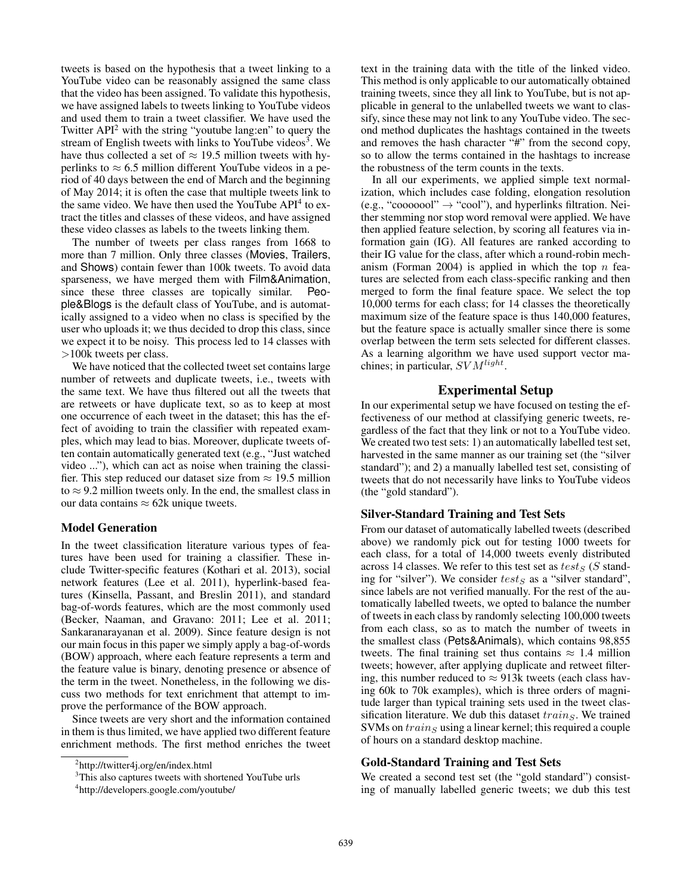tweets is based on the hypothesis that a tweet linking to a YouTube video can be reasonably assigned the same class that the video has been assigned. To validate this hypothesis, we have assigned labels to tweets linking to YouTube videos and used them to train a tweet classifier. We have used the Twitter API[2] with the string "youtube lang:en" to query the stream of English tweets with links to YouTube videos[3]. We have thus collected a set of $\approx$ 19.5 million tweets with hyperlinks to $\approx$ 6.5 million different YouTube videos in a period of 40 days between the end of March and the beginning of May 2014; it is often the case that multiple tweets link to the same video. We have then used the YouTube API[4] to extract the titles and classes of these videos, and have assigned these video classes as labels to the tweets linking them.

The number of tweets per class ranges from 1668 to more than 7 million. Only three classes (Movies, Trailers, and Shows) contain fewer than 100k tweets. To avoid data sparseness, we have merged them with Film&Animation, since these three classes are topically similar. People&Blogs is the default class of YouTube, and is automatically assigned to a video when no class is specified by the user who uploads it; we thus decided to drop this class, since we expect it to be noisy. This process led to 14 classes with >100k tweets per class.

We have noticed that the collected tweet set contains large number of retweets and duplicate tweets, i.e., tweets with the same text. We have thus filtered out all the tweets that are retweets or have duplicate text, so as to keep at most one occurrence of each tweet in the dataset; this has the effect of avoiding to train the classifier with repeated examples, which may lead to bias. Moreover, duplicate tweets often contain automatically generated text (e.g., "Just watched video ..."), which can act as noise when training the classifier. This step reduced our dataset size from $\approx$ 19.5 million to $\approx$ 9.2 million tweets only. In the end, the smallest class in our data contains $\approx$ 62k unique tweets.

### Model Generation

In the tweet classification literature various types of features have been used for training a classifier. These include Twitter-specific features (Kothari et al. 2013), social network features (Lee et al. 2011), hyperlink-based features (Kinsella, Passant, and Breslin 2011), and standard bag-of-words features, which are the most commonly used (Becker, Naaman, and Gravano: 2011; Lee et al. 2011; Sankaranarayanan et al. 2009). Since feature design is not our main focus in this paper we simply apply a bag-of-words (BOW) approach, where each feature represents a term and the feature value is binary, denoting presence or absence of the term in the tweet. Nonetheless, in the following we discuss two methods for text enrichment that attempt to improve the performance of the BOW approach.

Since tweets are very short and the information contained in them is thus limited, we have applied two different feature enrichment methods. The first method enriches the tweet text in the training data with the title of the linked video. This method is only applicable to our automatically obtained training tweets, since they all link to YouTube, but is not applicable in general to the unlabelled tweets we want to classify, since these may not link to any YouTube video. The second method duplicates the hashtags contained in the tweets and removes the hash character "#" from the second copy, so to allow the terms contained in the hashtags to increase the robustness of the term counts in the texts.

In all our experiments, we applied simple text normalization, which includes case folding, elongation resolution (e.g., "coooool" → "cool"), and hyperlinks filtration. Neither stemming nor stop word removal were applied. We have then applied feature selection, by scoring all features via information gain (IG). All features are ranked according to their IG value for the class, after which a round-robin mechanism (Forman 2004) is applied in which the top $n$ features are selected from each class-specific ranking and then merged to form the final feature space. We select the top 10,000 terms for each class; for 14 classes the theoretically maximum size of the feature space is thus 140,000 features, but the feature space is actually smaller since there is some overlap between the term sets selected for different classes. As a learning algorithm we have used support vector machines; in particular, $SVM^{light}$.

## Experimental Setup

In our experimental setup we have focused on testing the effectiveness of our method at classifying generic tweets, regardless of the fact that they link or not to a YouTube video. We created two test sets: 1) an automatically labelled test set, harvested in the same manner as our training set (the "silver standard"); and 2) a manually labelled test set, consisting of tweets that do not necessarily have links to YouTube videos (the "gold standard").

### Silver-Standard Training and Test Sets

From our dataset of automatically labelled tweets (described above) we randomly pick out for testing 1000 tweets for each class, for a total of 14,000 tweets evenly distributed across 14 classes. We refer to this test set as $test_S$ ($S$ standing for "silver"). We consider $test_S$ as a "silver standard", since labels are not verified manually. For the rest of the automatically labelled tweets, we opted to balance the number of tweets in each class by randomly selecting 100,000 tweets from each class, so as to match the number of tweets in the smallest class (Pets&Animals), which contains 98,855 tweets. The final training set thus contains $\approx$ 1.4 million tweets; however, after applying duplicate and retweet filtering, this number reduced to $\approx$ 913k tweets (each class having 60k to 70k examples), which is three orders of magnitude larger than typical training sets used in the tweet classification literature. We dub this dataset $train_S$. We trained SVMs on $train_S$ using a linear kernel; this required a couple of hours on a standard desktop machine.

### Gold-Standard Training and Test Sets

We created a second test set (the "gold standard") consisting of manually labelled generic tweets; we dub this test

[2] http://twitter4j.org/en/index.html

[3] This also captures tweets with shortened YouTube urls

[4] http://developers.google.com/youtube/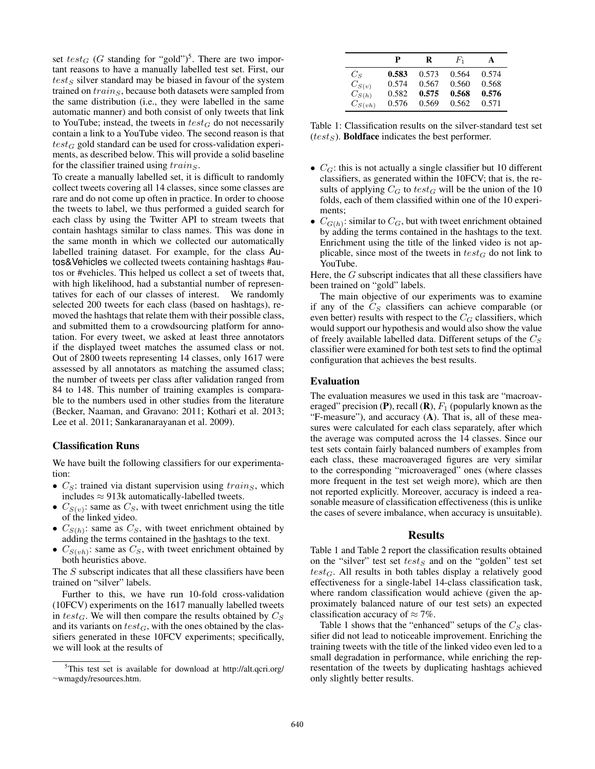set $test_G$ ($G$ standing for "gold")[5]. There are two important reasons to have a manually labelled test set. First, our $test_S$ silver standard may be biased in favour of the system trained on $train_S$, because both datasets were sampled from the same distribution (i.e., they were labelled in the same automatic manner) and both consist of only tweets that link to YouTube; instead, the tweets in $test_G$ do not necessarily contain a link to a YouTube video. The second reason is that $test_G$ gold standard can be used for cross-validation experiments, as described below. This will provide a solid baseline for the classifier trained using $train_S$.

To create a manually labelled set, it is difficult to randomly collect tweets covering all 14 classes, since some classes are rare and do not come up often in practice. In order to choose the tweets to label, we thus performed a guided search for each class by using the Twitter API to stream tweets that contain hashtags similar to class names. This was done in the same month in which we collected our automatically labelled training dataset. For example, for the class Autos&Vehicles we collected tweets containing hashtags #autos or #vehicles. This helped us collect a set of tweets that, with high likelihood, had a substantial number of representatives for each of our classes of interest. We randomly selected 200 tweets for each class (based on hashtags), removed the hashtags that relate them with their possible class, and submitted them to a crowdsourcing platform for annotation. For every tweet, we asked at least three annotators if the displayed tweet matches the assumed class or not. Out of 2800 tweets representing 14 classes, only 1617 were assessed by all annotators as matching the assumed class; the number of tweets per class after validation ranged from 84 to 148. This number of training examples is comparable to the numbers used in other studies from the literature (Becker, Naaman, and Gravano: 2011; Kothari et al. 2013; Lee et al. 2011; Sankaranarayanan et al. 2009).

### Classification Runs

We have built the following classifiers for our experimentation:

- $C_S$: trained via distant supervision using $train_S$, which includes ≈ 913k automatically-labelled tweets.
- $C_{S(v)}$: same as $C_S$, with tweet enrichment using the title of the linked video.
- $C_{S(h)}$: same as $C_S$, with tweet enrichment obtained by adding the terms contained in the hashtags to the text.
- $C_{S(vh)}$: same as $C_S$, with tweet enrichment obtained by both heuristics above.

The $S$ subscript indicates that all these classifiers have been trained on "silver" labels.

Further to this, we have run 10-fold cross-validation (10FCV) experiments on the 1617 manually labelled tweets in $test_G$. We will then compare the results obtained by $C_S$ and its variants on $test_G$, with the ones obtained by the classifiers generated in these 10FCV experiments; specifically, we will look at the results of

- $C_G$: this is not actually a single classifier but 10 different classifiers, as generated within the 10FCV; that is, the results of applying $C_G$ to $test_G$ will be the union of the 10 folds, each of them classified within one of the 10 experiments;
- $C_{G(h)}$: similar to $C_G$, but with tweet enrichment obtained by adding the terms contained in the hashtags to the text. Enrichment using the title of the linked video is not applicable, since most of the tweets in $test_G$ do not link to YouTube.

Here, the $G$ subscript indicates that all these classifiers have been trained on "gold" labels.

The main objective of our experiments was to examine if any of the $C_S$ classifiers can achieve comparable (or even better) results with respect to the $C_G$ classifiers, which would support our hypothesis and would also show the value of freely available labelled data. Different setups of the $C_S$ classifier were examined for both test sets to find the optimal configuration that achieves the best results.

[5] This test set is available for download at http://alt.qcri.org/~wmagdy/resources.htm.

|  | P | R | $F_1$ | A |
|---|---|---|---|---|
| $C_S$ | **0.583** | 0.573 | 0.564 | 0.574 |
| $C_{S(v)}$ | 0.574 | 0.567 | 0.560 | 0.568 |
| $C_{S(h)}$ | 0.582 | **0.575** | **0.568** | **0.576** |
| $C_{S(vh)}$ | 0.576 | 0.569 | 0.562 | 0.571 |

Table 1: Classification results on the silver-standard test set ($test_S$). **Boldface** indicates the best performer.

### Evaluation

The evaluation measures we used in this task are "macroaveraged" precision (**P**), recall (**R**), $F_1$ (popularly known as the "F-measure"), and accuracy (**A**). That is, all of these measures were calculated for each class separately, after which the average was computed across the 14 classes. Since our test sets contain fairly balanced numbers of examples from each class, these macroaveraged figures are very similar to the corresponding "microaveraged" ones (where classes more frequent in the test set weigh more), which are then not reported explicitly. Moreover, accuracy is indeed a reasonable measure of classification effectiveness (this is unlike the cases of severe imbalance, when accuracy is unsuitable).

## Results

Table 1 and Table 2 report the classification results obtained on the "silver" test set $test_S$ and on the "golden" test set $test_G$. All results in both tables display a relatively good effectiveness for a single-label 14-class classification task, where random classification would achieve (given the approximately balanced nature of our test sets) an expected classification accuracy of ≈ 7%.

Table 1 shows that the "enhanced" setups of the $C_S$ classifier did not lead to noticeable improvement. Enriching the training tweets with the title of the linked video even led to a small degradation in performance, while enriching the representation of the tweets by duplicating hashtags achieved only slightly better results.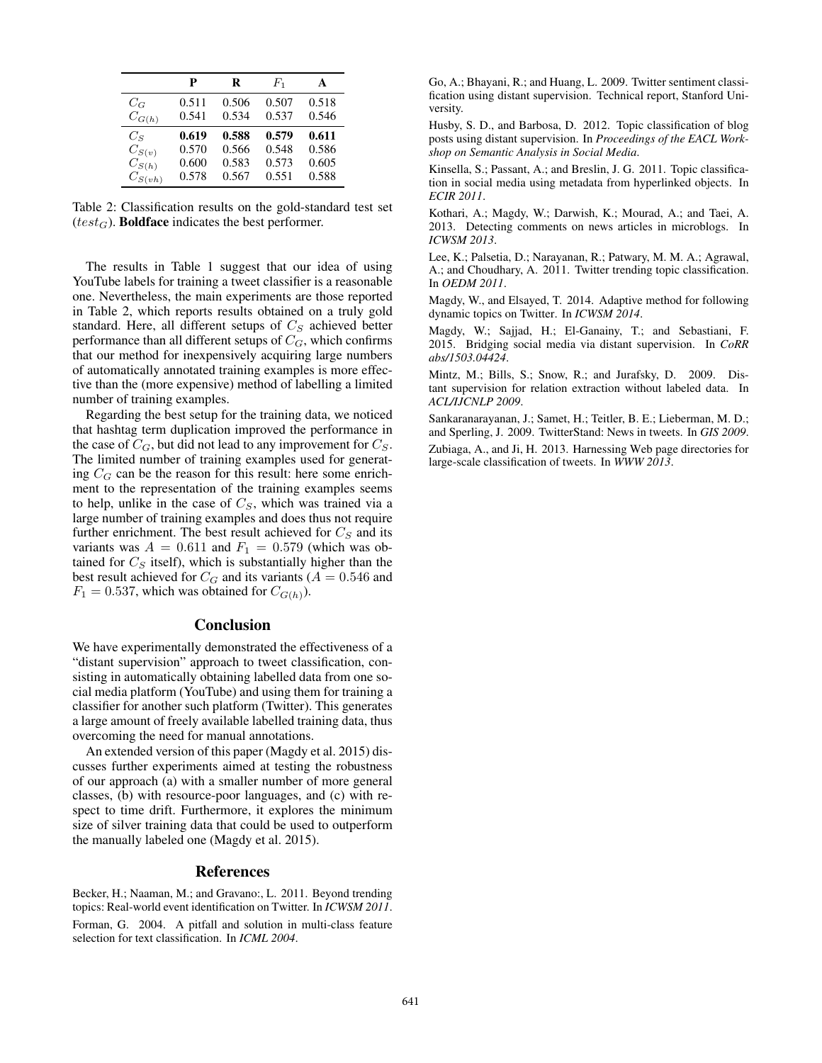| | P | R | $F_1$ | A |
|---|---|---|---|---|
| $C_G$ | 0.511 | 0.506 | 0.507 | 0.518 |
| $C_{G(h)}$ | 0.541 | 0.534 | 0.537 | 0.546 |
| $C_S$ | **0.619** | **0.588** | **0.579** | **0.611** |
| $C_{S(v)}$ | 0.570 | 0.566 | 0.548 | 0.586 |
| $C_{S(h)}$ | 0.600 | 0.583 | 0.573 | 0.605 |
| $C_{S(vh)}$ | 0.578 | 0.567 | 0.551 | 0.588 |

Table 2: Classification results on the gold-standard test set ($test_G$). **Boldface** indicates the best performer.

The results in Table 1 suggest that our idea of using YouTube labels for training a tweet classifier is a reasonable one. Nevertheless, the main experiments are those reported in Table 2, which reports results obtained on a truly gold standard. Here, all different setups of $C_S$ achieved better performance than all different setups of $C_G$, which confirms that our method for inexpensively acquiring large numbers of automatically annotated training examples is more effective than the (more expensive) method of labelling a limited number of training examples.

Regarding the best setup for the training data, we noticed that hashtag term duplication improved the performance in the case of $C_G$, but did not lead to any improvement for $C_S$. The limited number of training examples used for generating $C_G$ can be the reason for this result: here some enrichment to the representation of the training examples seems to help, unlike in the case of $C_S$, which was trained via a large number of training examples and does thus not require further enrichment. The best result achieved for $C_S$ and its variants was $A = 0.611$ and $F_1 = 0.579$ (which was obtained for $C_S$ itself), which is substantially higher than the best result achieved for $C_G$ and its variants ($A = 0.546$ and $F_1 = 0.537$, which was obtained for $C_{G(h)}$).

## Conclusion

We have experimentally demonstrated the effectiveness of a "distant supervision" approach to tweet classification, consisting in automatically obtaining labelled data from one social media platform (YouTube) and using them for training a classifier for another such platform (Twitter). This generates a large amount of freely available labelled training data, thus overcoming the need for manual annotations.

An extended version of this paper (Magdy et al. 2015) discusses further experiments aimed at testing the robustness of our approach (a) with a smaller number of more general classes, (b) with resource-poor languages, and (c) with respect to time drift. Furthermore, it explores the minimum size of silver training data that could be used to outperform the manually labeled one (Magdy et al. 2015).

## References

Becker, H.; Naaman, M.; and Gravano:, L. 2011. Beyond trending topics: Real-world event identification on Twitter. In *ICWSM 2011*.

Forman, G. 2004. A pitfall and solution in multi-class feature selection for text classification. In *ICML 2004*.

Go, A.; Bhayani, R.; and Huang, L. 2009. Twitter sentiment classification using distant supervision. Technical report, Stanford University.

Husby, S. D., and Barbosa, D. 2012. Topic classification of blog posts using distant supervision. In *Proceedings of the EACL Workshop on Semantic Analysis in Social Media*.

Kinsella, S.; Passant, A.; and Breslin, J. G. 2011. Topic classification in social media using metadata from hyperlinked objects. In *ECIR 2011*.

Kothari, A.; Magdy, W.; Darwish, K.; Mourad, A.; and Taei, A. 2013. Detecting comments on news articles in microblogs. In *ICWSM 2013*.

Lee, K.; Palsetia, D.; Narayanan, R.; Patwary, M. M. A.; Agrawal, A.; and Choudhary, A. 2011. Twitter trending topic classification. In *OEDM 2011*.

Magdy, W., and Elsayed, T. 2014. Adaptive method for following dynamic topics on Twitter. In *ICWSM 2014*.

Magdy, W.; Sajjad, H.; El-Ganainy, T.; and Sebastiani, F. 2015. Bridging social media via distant supervision. In *CoRR abs/1503.04424*.

Mintz, M.; Bills, S.; Snow, R.; and Jurafsky, D. 2009. Distant supervision for relation extraction without labeled data. In *ACL/IJCNLP 2009*.

Sankaranarayanan, J.; Samet, H.; Teitler, B. E.; Lieberman, M. D.; and Sperling, J. 2009. TwitterStand: News in tweets. In *GIS 2009*.

Zubiaga, A., and Ji, H. 2013. Harnessing Web page directories for large-scale classification of tweets. In *WWW 2013*.